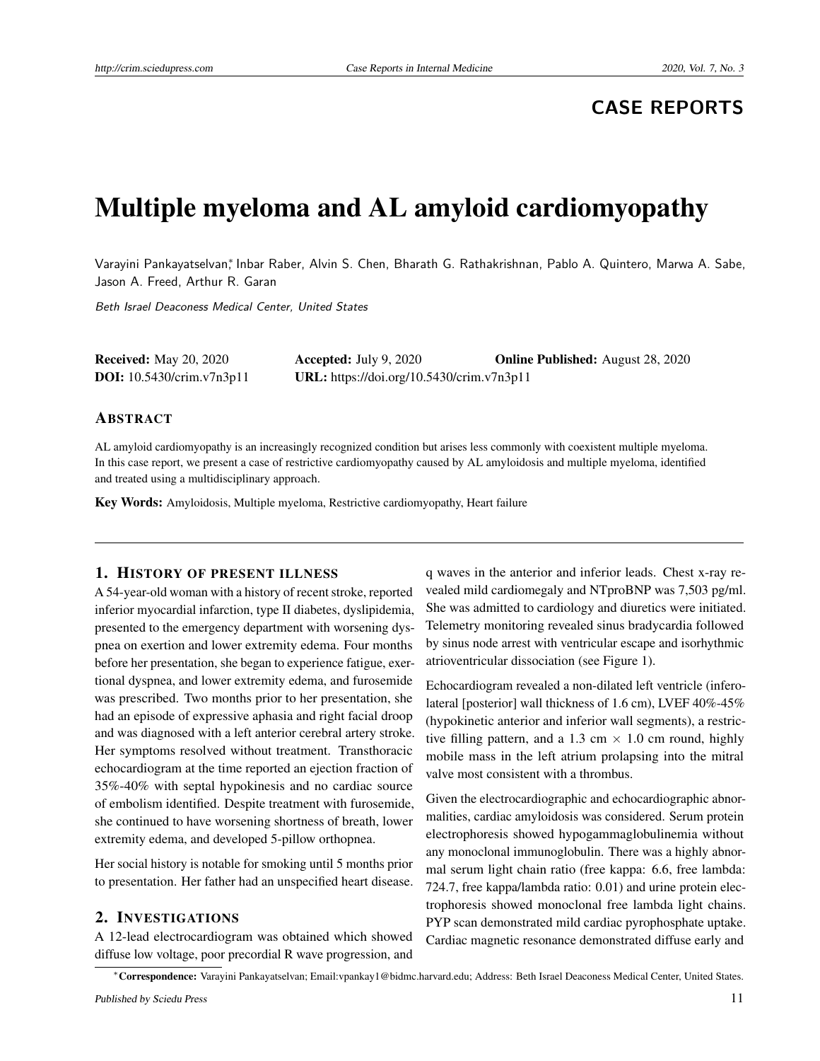**CASE REPORTS**

# Multiple myeloma and AL amyloid cardiomyopathy

Varayini Pankayatselvan*, Inbar Raber, Alvin S. Chen, Bharath G. Rathakrishnan, Pablo A. Quintero, Marwa A. Sabe, Jason A. Freed, Arthur R. Garan

*Beth Israel Deaconess Medical Center, United States*

**Received:** May 20, 2020 **Accepted:** July 9, 2020 **Online Published:** August 28, 2020
**DOI:** 10.5430/crim.v7n3p11 **URL:** https://doi.org/10.5430/crim.v7n3p11

## ABSTRACT

AL amyloid cardiomyopathy is an increasingly recognized condition but arises less commonly with coexistent multiple myeloma. In this case report, we present a case of restrictive cardiomyopathy caused by AL amyloidosis and multiple myeloma, identified and treated using a multidisciplinary approach.

**Key Words:** Amyloidosis, Multiple myeloma, Restrictive cardiomyopathy, Heart failure

## 1. HISTORY OF PRESENT ILLNESS

A 54-year-old woman with a history of recent stroke, reported inferior myocardial infarction, type II diabetes, dyslipidemia, presented to the emergency department with worsening dyspnea on exertion and lower extremity edema. Four months before her presentation, she began to experience fatigue, exertional dyspnea, and lower extremity edema, and furosemide was prescribed. Two months prior to her presentation, she had an episode of expressive aphasia and right facial droop and was diagnosed with a left anterior cerebral artery stroke. Her symptoms resolved without treatment. Transthoracic echocardiogram at the time reported an ejection fraction of 35%-40% with septal hypokinesis and no cardiac source of embolism identified. Despite treatment with furosemide, she continued to have worsening shortness of breath, lower extremity edema, and developed 5-pillow orthopnea.

Her social history is notable for smoking until 5 months prior to presentation. Her father had an unspecified heart disease.

## 2. INVESTIGATIONS

A 12-lead electrocardiogram was obtained which showed diffuse low voltage, poor precordial R wave progression, and q waves in the anterior and inferior leads. Chest x-ray revealed mild cardiomegaly and NTproBNP was 7,503 pg/ml. She was admitted to cardiology and diuretics were initiated. Telemetry monitoring revealed sinus bradycardia followed by sinus node arrest with ventricular escape and isorhythmic atrioventricular dissociation (see Figure 1).

Echocardiogram revealed a non-dilated left ventricle (inferolateral [posterior] wall thickness of 1.6 cm), LVEF 40%-45% (hypokinetic anterior and inferior wall segments), a restrictive filling pattern, and a 1.3 cm $\times$ 1.0 cm round, highly mobile mass in the left atrium prolapsing into the mitral valve most consistent with a thrombus.

Given the electrocardiographic and echocardiographic abnormalities, cardiac amyloidosis was considered. Serum protein electrophoresis showed hypogammaglobulinemia without any monoclonal immunoglobulin. There was a highly abnormal serum light chain ratio (free kappa: 6.6, free lambda: 724.7, free kappa/lambda ratio: 0.01) and urine protein electrophoresis showed monoclonal free lambda light chains. PYP scan demonstrated mild cardiac pyrophosphate uptake. Cardiac magnetic resonance demonstrated diffuse early and

*Correspondence: Varayini Pankayatselvan; Email:vpankay1@bidmc.harvard.edu; Address: Beth Israel Deaconess Medical Center, United States.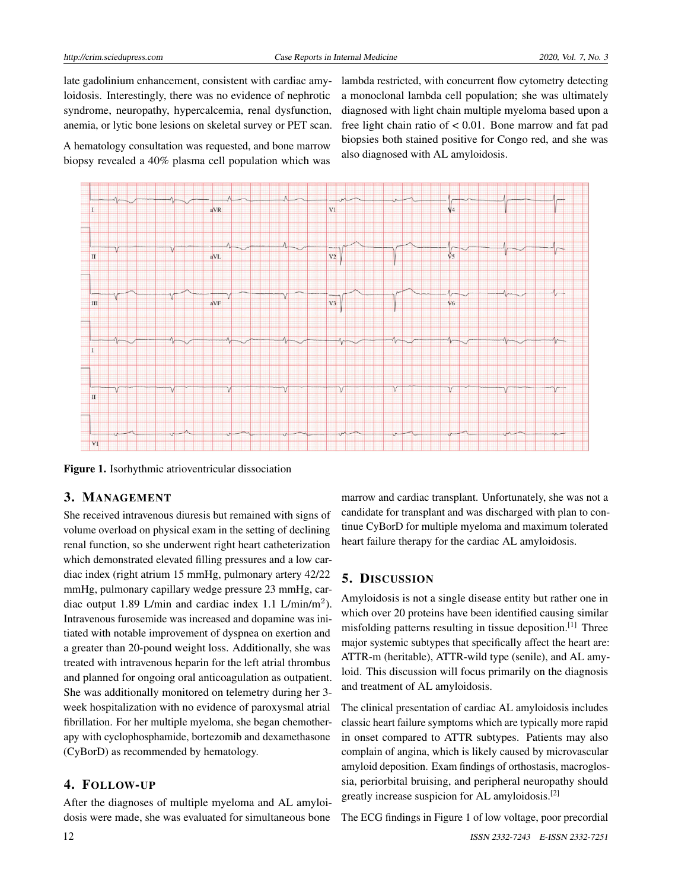late gadolinium enhancement, consistent with cardiac amyloidosis. Interestingly, there was no evidence of nephrotic syndrome, neuropathy, hypercalcemia, renal dysfunction, anemia, or lytic bone lesions on skeletal survey or PET scan.

A hematology consultation was requested, and bone marrow biopsy revealed a 40% plasma cell population which was lambda restricted, with concurrent flow cytometry detecting a monoclonal lambda cell population; she was ultimately diagnosed with light chain multiple myeloma based upon a free light chain ratio of < 0.01. Bone marrow and fat pad biopsies both stained positive for Congo red, and she was also diagnosed with AL amyloidosis.

**Figure 1.** Isorhythmic atrioventricular dissociation

## 3. MANAGEMENT

She received intravenous diuresis but remained with signs of volume overload on physical exam in the setting of declining renal function, so she underwent right heart catheterization which demonstrated elevated filling pressures and a low cardiac index (right atrium 15 mmHg, pulmonary artery 42/22 mmHg, pulmonary capillary wedge pressure 23 mmHg, cardiac output 1.89 L/min and cardiac index 1.1 L/min/$m^2$). Intravenous furosemide was increased and dopamine was initiated with notable improvement of dyspnea on exertion and a greater than 20-pound weight loss. Additionally, she was treated with intravenous heparin for the left atrial thrombus and planned for ongoing oral anticoagulation as outpatient. She was additionally monitored on telemetry during her 3-week hospitalization with no evidence of paroxysmal atrial fibrillation. For her multiple myeloma, she began chemotherapy with cyclophosphamide, bortezomib and dexamethasone (CyBorD) as recommended by hematology.

## 4. FOLLOW-UP

After the diagnoses of multiple myeloma and AL amyloidosis were made, she was evaluated for simultaneous bone marrow and cardiac transplant. Unfortunately, she was not a candidate for transplant and was discharged with plan to continue CyBorD for multiple myeloma and maximum tolerated heart failure therapy for the cardiac AL amyloidosis.

## 5. DISCUSSION

Amyloidosis is not a single disease entity but rather one in which over 20 proteins have been identified causing similar misfolding patterns resulting in tissue deposition.[1] Three major systemic subtypes that specifically affect the heart are: ATTR-m (heritable), ATTR-wild type (senile), and AL amyloid. This discussion will focus primarily on the diagnosis and treatment of AL amyloidosis.

The clinical presentation of cardiac AL amyloidosis includes classic heart failure symptoms which are typically more rapid in onset compared to ATTR subtypes. Patients may also complain of angina, which is likely caused by microvascular amyloid deposition. Exam findings of orthostasis, macroglossia, periorbital bruising, and peripheral neuropathy should greatly increase suspicion for AL amyloidosis.[2]

The ECG findings in Figure 1 of low voltage, poor precordial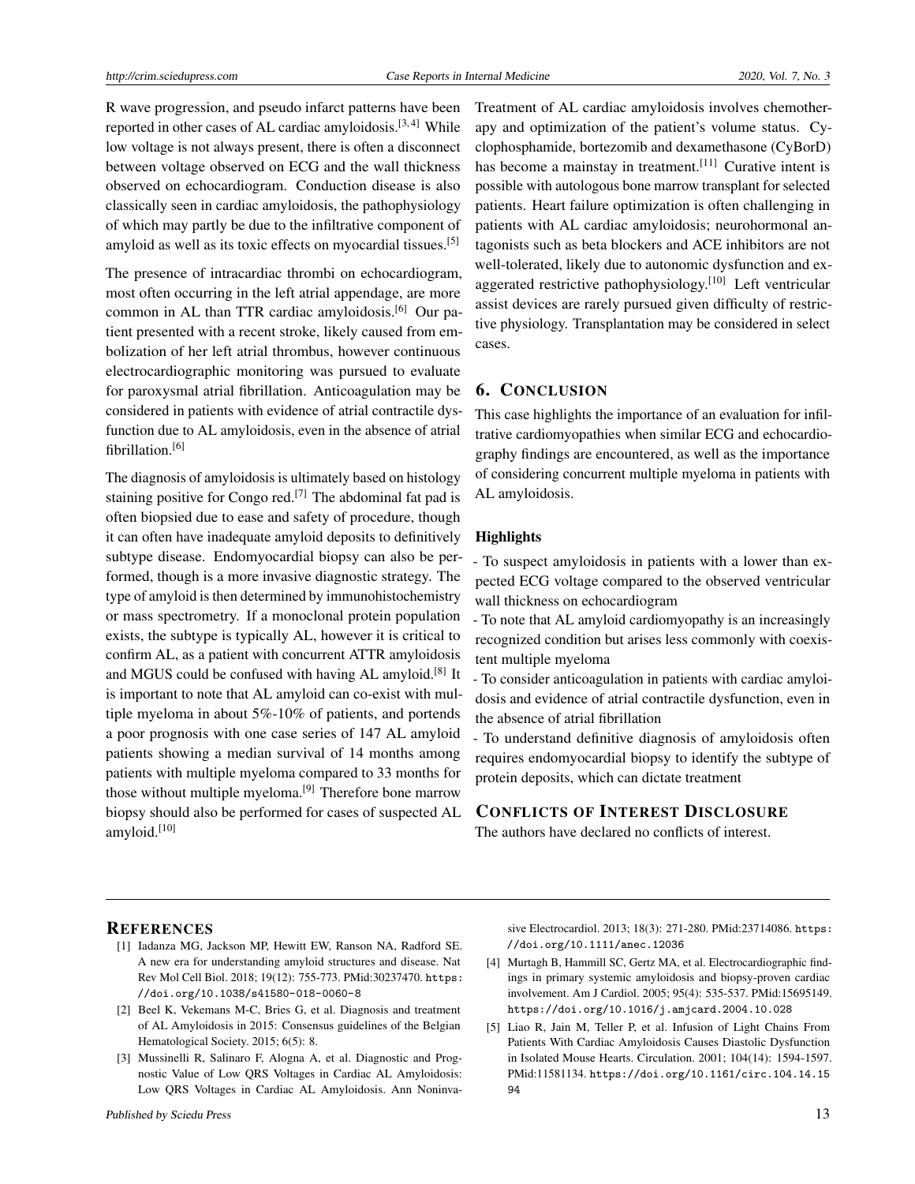R wave progression, and pseudo infarct patterns have been reported in other cases of AL cardiac amyloidosis.[3, 4] While low voltage is not always present, there is often a disconnect between voltage observed on ECG and the wall thickness observed on echocardiogram. Conduction disease is also classically seen in cardiac amyloidosis, the pathophysiology of which may partly be due to the infiltrative component of amyloid as well as its toxic effects on myocardial tissues.[5]

The presence of intracardiac thrombi on echocardiogram, most often occurring in the left atrial appendage, are more common in AL than TTR cardiac amyloidosis.[6] Our patient presented with a recent stroke, likely caused from embolization of her left atrial thrombus, however continuous electrocardiographic monitoring was pursued to evaluate for paroxysmal atrial fibrillation. Anticoagulation may be considered in patients with evidence of atrial contractile dysfunction due to AL amyloidosis, even in the absence of atrial fibrillation.[6]

The diagnosis of amyloidosis is ultimately based on histology staining positive for Congo red.[7] The abdominal fat pad is often biopsied due to ease and safety of procedure, though it can often have inadequate amyloid deposits to definitively subtype disease. Endomyocardial biopsy can also be performed, though is a more invasive diagnostic strategy. The type of amyloid is then determined by immunohistochemistry or mass spectrometry. If a monoclonal protein population exists, the subtype is typically AL, however it is critical to confirm AL, as a patient with concurrent ATTR amyloidosis and MGUS could be confused with having AL amyloid.[8] It is important to note that AL amyloid can co-exist with multiple myeloma in about 5%-10% of patients, and portends a poor prognosis with one case series of 147 AL amyloid patients showing a median survival of 14 months among patients with multiple myeloma compared to 33 months for those without multiple myeloma.[9] Therefore bone marrow biopsy should also be performed for cases of suspected AL amyloid.[10]

Treatment of AL cardiac amyloidosis involves chemotherapy and optimization of the patient's volume status. Cyclophosphamide, bortezomib and dexamethasone (CyBorD) has become a mainstay in treatment.[11] Curative intent is possible with autologous bone marrow transplant for selected patients. Heart failure optimization is often challenging in patients with AL cardiac amyloidosis; neurohormonal antagonists such as beta blockers and ACE inhibitors are not well-tolerated, likely due to autonomic dysfunction and exaggerated restrictive pathophysiology.[10] Left ventricular assist devices are rarely pursued given difficulty of restrictive physiology. Transplantation may be considered in select cases.

## 6. Conclusion

This case highlights the importance of an evaluation for infiltrative cardiomyopathies when similar ECG and echocardiography findings are encountered, as well as the importance of considering concurrent multiple myeloma in patients with AL amyloidosis.

### Highlights

- To suspect amyloidosis in patients with a lower than expected ECG voltage compared to the observed ventricular wall thickness on echocardiogram
- To note that AL amyloid cardiomyopathy is an increasingly recognized condition but arises less commonly with coexistent multiple myeloma
- To consider anticoagulation in patients with cardiac amyloidosis and evidence of atrial contractile dysfunction, even in the absence of atrial fibrillation
- To understand definitive diagnosis of amyloidosis often requires endomyocardial biopsy to identify the subtype of protein deposits, which can dictate treatment

## Conflicts of Interest Disclosure

The authors have declared no conflicts of interest.

## References

[1] Iadanza MG, Jackson MP, Hewitt EW, Ranson NA, Radford SE. A new era for understanding amyloid structures and disease. Nat Rev Mol Cell Biol. 2018; 19(12): 755-773. PMid:30237470. https://doi.org/10.1038/s41580-018-0060-8

[2] Beel K, Vekemans M-C, Bries G, et al. Diagnosis and treatment of AL Amyloidosis in 2015: Consensus guidelines of the Belgian Hematological Society. 2015; 6(5): 8.

[3] Mussinelli R, Salinaro F, Alogna A, et al. Diagnostic and Prognostic Value of Low QRS Voltages in Cardiac AL Amyloidosis: Low QRS Voltages in Cardiac AL Amyloidosis. Ann Noninvasive Electrocardiol. 2013; 18(3): 271-280. PMid:23714086. https://doi.org/10.1111/anec.12036

[4] Murtagh B, Hammill SC, Gertz MA, et al. Electrocardiographic findings in primary systemic amyloidosis and biopsy-proven cardiac involvement. Am J Cardiol. 2005; 95(4): 535-537. PMid:15695149. https://doi.org/10.1016/j.amjcard.2004.10.028

[5] Liao R, Jain M, Teller P, et al. Infusion of Light Chains From Patients With Cardiac Amyloidosis Causes Diastolic Dysfunction in Isolated Mouse Hearts. Circulation. 2001; 104(14): 1594-1597. PMid:11581134. https://doi.org/10.1161/circ.104.14.1594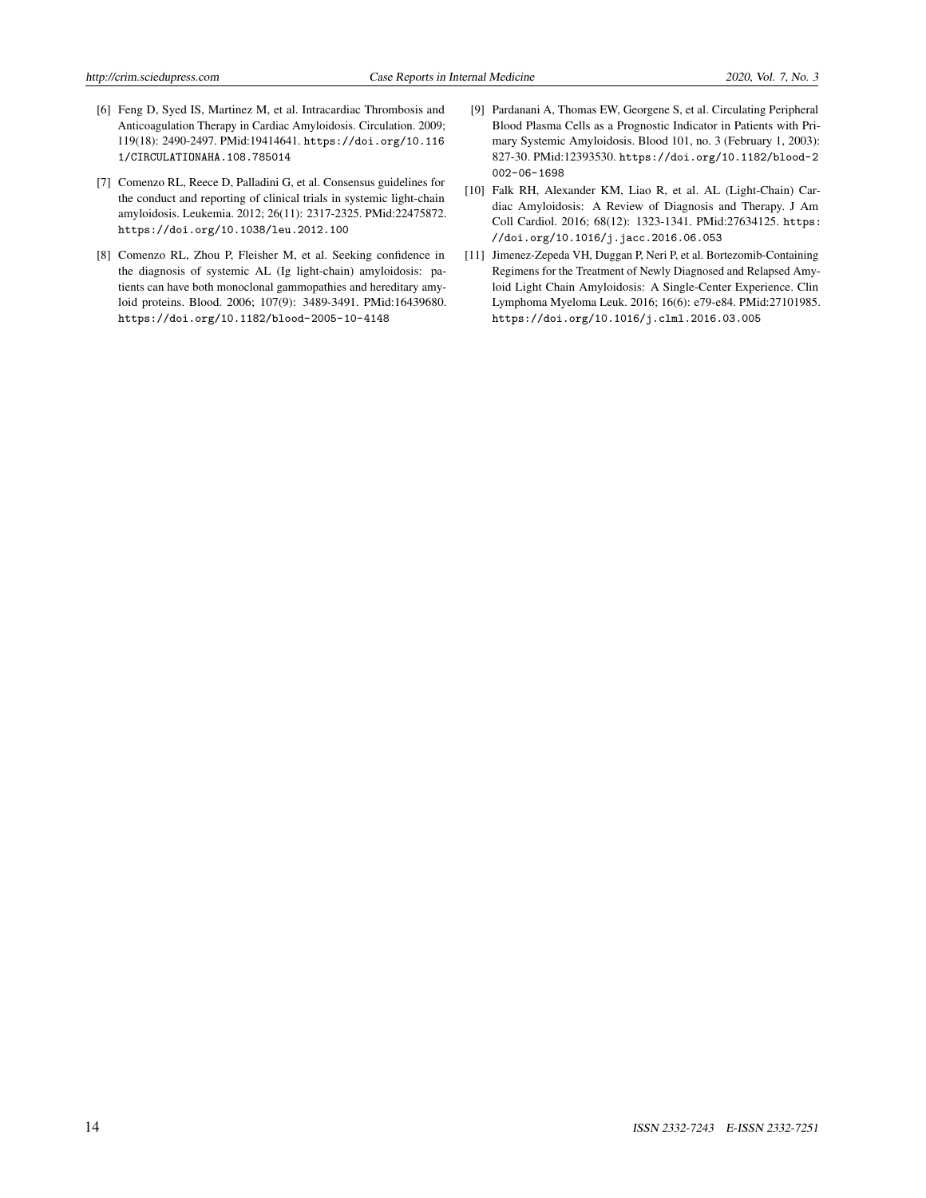[6] Feng D, Syed IS, Martinez M, et al. Intracardiac Thrombosis and Anticoagulation Therapy in Cardiac Amyloidosis. Circulation. 2009; 119(18): 2490-2497. PMid:19414641. https://doi.org/10.1161/CIRCULATIONAHA.108.785014

[7] Comenzo RL, Reece D, Palladini G, et al. Consensus guidelines for the conduct and reporting of clinical trials in systemic light-chain amyloidosis. Leukemia. 2012; 26(11): 2317-2325. PMid:22475872. https://doi.org/10.1038/leu.2012.100

[8] Comenzo RL, Zhou P, Fleisher M, et al. Seeking confidence in the diagnosis of systemic AL (Ig light-chain) amyloidosis: patients can have both monoclonal gammopathies and hereditary amyloid proteins. Blood. 2006; 107(9): 3489-3491. PMid:16439680. https://doi.org/10.1182/blood-2005-10-4148

[9] Pardanani A, Thomas EW, Georgene S, et al. Circulating Peripheral Blood Plasma Cells as a Prognostic Indicator in Patients with Primary Systemic Amyloidosis. Blood 101, no. 3 (February 1, 2003): 827-30. PMid:12393530. https://doi.org/10.1182/blood-2002-06-1698

[10] Falk RH, Alexander KM, Liao R, et al. AL (Light-Chain) Cardiac Amyloidosis: A Review of Diagnosis and Therapy. J Am Coll Cardiol. 2016; 68(12): 1323-1341. PMid:27634125. https://doi.org/10.1016/j.jacc.2016.06.053

[11] Jimenez-Zepeda VH, Duggan P, Neri P, et al. Bortezomib-Containing Regimens for the Treatment of Newly Diagnosed and Relapsed Amyloid Light Chain Amyloidosis: A Single-Center Experience. Clin Lymphoma Myeloma Leuk. 2016; 16(6): e79-e84. PMid:27101985. https://doi.org/10.1016/j.clml.2016.03.005